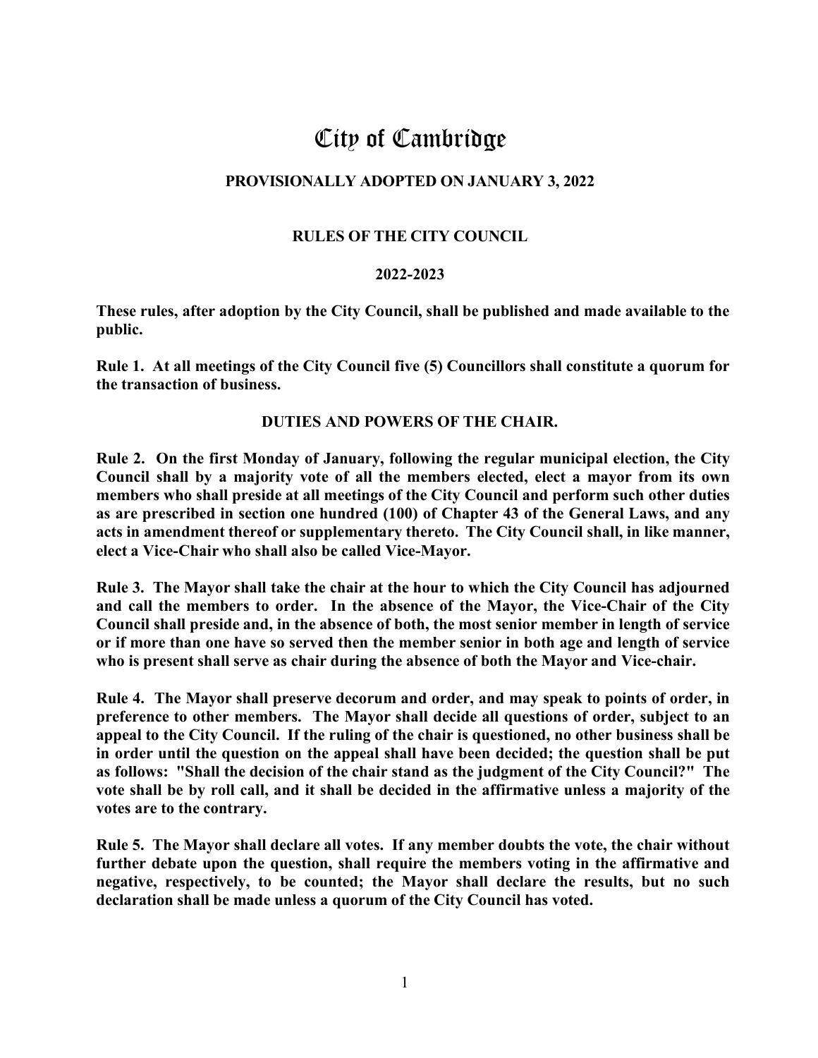# City of Cambridge

## PROVISIONALLY ADOPTED ON JANUARY 3, 2022

## RULES OF THE CITY COUNCIL

## 2022-2023

**These rules, after adoption by the City Council, shall be published and made available to the public.**

**Rule 1. At all meetings of the City Council five (5) Councillors shall constitute a quorum for the transaction of business.**

### DUTIES AND POWERS OF THE CHAIR.

**Rule 2. On the first Monday of January, following the regular municipal election, the City Council shall by a majority vote of all the members elected, elect a mayor from its own members who shall preside at all meetings of the City Council and perform such other duties as are prescribed in section one hundred (100) of Chapter 43 of the General Laws, and any acts in amendment thereof or supplementary thereto. The City Council shall, in like manner, elect a Vice-Chair who shall also be called Vice-Mayor.**

**Rule 3. The Mayor shall take the chair at the hour to which the City Council has adjourned and call the members to order. In the absence of the Mayor, the Vice-Chair of the City Council shall preside and, in the absence of both, the most senior member in length of service or if more than one have so served then the member senior in both age and length of service who is present shall serve as chair during the absence of both the Mayor and Vice-chair.**

**Rule 4. The Mayor shall preserve decorum and order, and may speak to points of order, in preference to other members. The Mayor shall decide all questions of order, subject to an appeal to the City Council. If the ruling of the chair is questioned, no other business shall be in order until the question on the appeal shall have been decided; the question shall be put as follows: "Shall the decision of the chair stand as the judgment of the City Council?" The vote shall be by roll call, and it shall be decided in the affirmative unless a majority of the votes are to the contrary.**

**Rule 5. The Mayor shall declare all votes. If any member doubts the vote, the chair without further debate upon the question, shall require the members voting in the affirmative and negative, respectively, to be counted; the Mayor shall declare the results, but no such declaration shall be made unless a quorum of the City Council has voted.**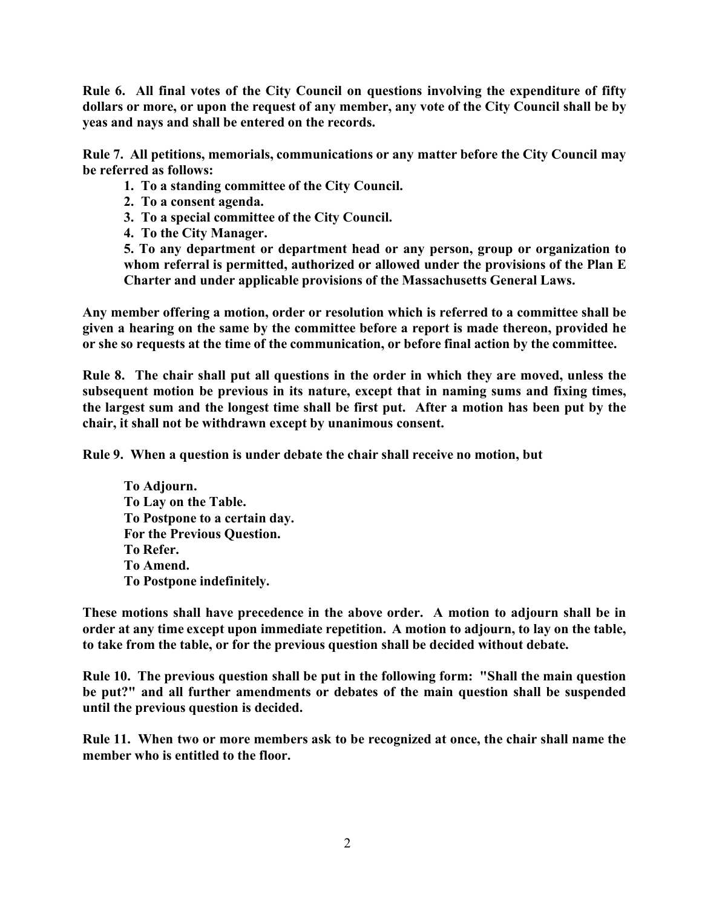**Rule 6. All final votes of the City Council on questions involving the expenditure of fifty dollars or more, or upon the request of any member, any vote of the City Council shall be by yeas and nays and shall be entered on the records.**

**Rule 7. All petitions, memorials, communications or any matter before the City Council may be referred as follows:**

1. **To a standing committee of the City Council.**
2. **To a consent agenda.**
3. **To a special committee of the City Council.**
4. **To the City Manager.**
5. **To any department or department head or any person, group or organization to whom referral is permitted, authorized or allowed under the provisions of the Plan E Charter and under applicable provisions of the Massachusetts General Laws.**

**Any member offering a motion, order or resolution which is referred to a committee shall be given a hearing on the same by the committee before a report is made thereon, provided he or she so requests at the time of the communication, or before final action by the committee.**

**Rule 8. The chair shall put all questions in the order in which they are moved, unless the subsequent motion be previous in its nature, except that in naming sums and fixing times, the largest sum and the longest time shall be first put. After a motion has been put by the chair, it shall not be withdrawn except by unanimous consent.**

**Rule 9. When a question is under debate the chair shall receive no motion, but**

**To Adjourn.**
**To Lay on the Table.**
**To Postpone to a certain day.**
**For the Previous Question.**
**To Refer.**
**To Amend.**
**To Postpone indefinitely.**

**These motions shall have precedence in the above order. A motion to adjourn shall be in order at any time except upon immediate repetition. A motion to adjourn, to lay on the table, to take from the table, or for the previous question shall be decided without debate.**

**Rule 10. The previous question shall be put in the following form: "Shall the main question be put?" and all further amendments or debates of the main question shall be suspended until the previous question is decided.**

**Rule 11. When two or more members ask to be recognized at once, the chair shall name the member who is entitled to the floor.**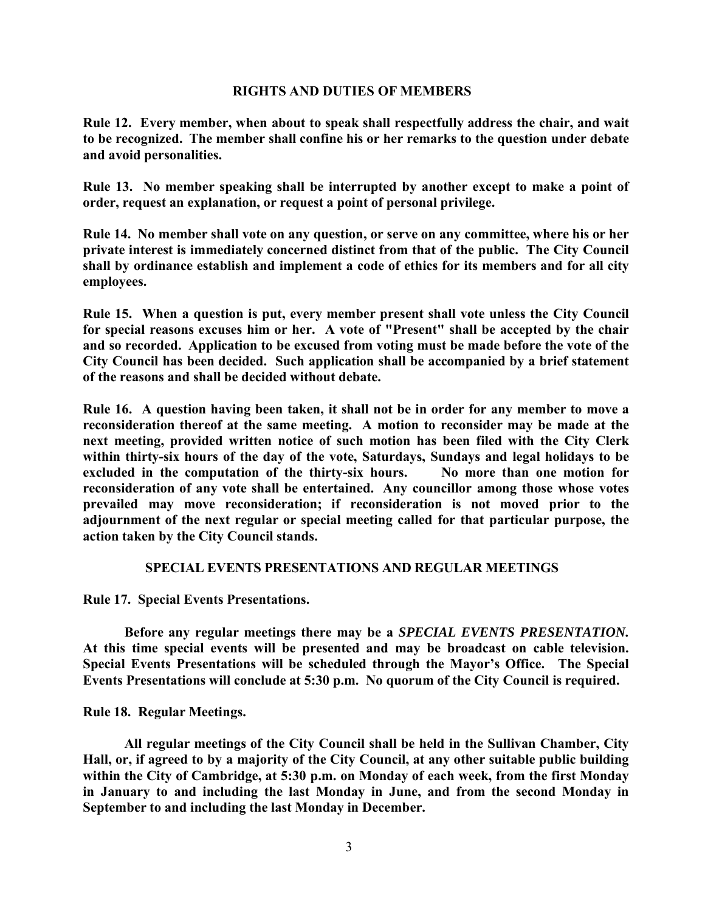## RIGHTS AND DUTIES OF MEMBERS

**Rule 12. Every member, when about to speak shall respectfully address the chair, and wait to be recognized. The member shall confine his or her remarks to the question under debate and avoid personalities.**

**Rule 13. No member speaking shall be interrupted by another except to make a point of order, request an explanation, or request a point of personal privilege.**

**Rule 14. No member shall vote on any question, or serve on any committee, where his or her private interest is immediately concerned distinct from that of the public. The City Council shall by ordinance establish and implement a code of ethics for its members and for all city employees.**

**Rule 15. When a question is put, every member present shall vote unless the City Council for special reasons excuses him or her. A vote of "Present" shall be accepted by the chair and so recorded. Application to be excused from voting must be made before the vote of the City Council has been decided. Such application shall be accompanied by a brief statement of the reasons and shall be decided without debate.**

**Rule 16. A question having been taken, it shall not be in order for any member to move a reconsideration thereof at the same meeting. A motion to reconsider may be made at the next meeting, provided written notice of such motion has been filed with the City Clerk within thirty-six hours of the day of the vote, Saturdays, Sundays and legal holidays to be excluded in the computation of the thirty-six hours. No more than one motion for reconsideration of any vote shall be entertained. Any councillor among those whose votes prevailed may move reconsideration; if reconsideration is not moved prior to the adjournment of the next regular or special meeting called for that particular purpose, the action taken by the City Council stands.**

## SPECIAL EVENTS PRESENTATIONS AND REGULAR MEETINGS

**Rule 17. Special Events Presentations.**

**Before any regular meetings there may be a *SPECIAL EVENTS PRESENTATION.* At this time special events will be presented and may be broadcast on cable television. Special Events Presentations will be scheduled through the Mayor's Office. The Special Events Presentations will conclude at 5:30 p.m. No quorum of the City Council is required.**

**Rule 18. Regular Meetings.**

**All regular meetings of the City Council shall be held in the Sullivan Chamber, City Hall, or, if agreed to by a majority of the City Council, at any other suitable public building within the City of Cambridge, at 5:30 p.m. on Monday of each week, from the first Monday in January to and including the last Monday in June, and from the second Monday in September to and including the last Monday in December.**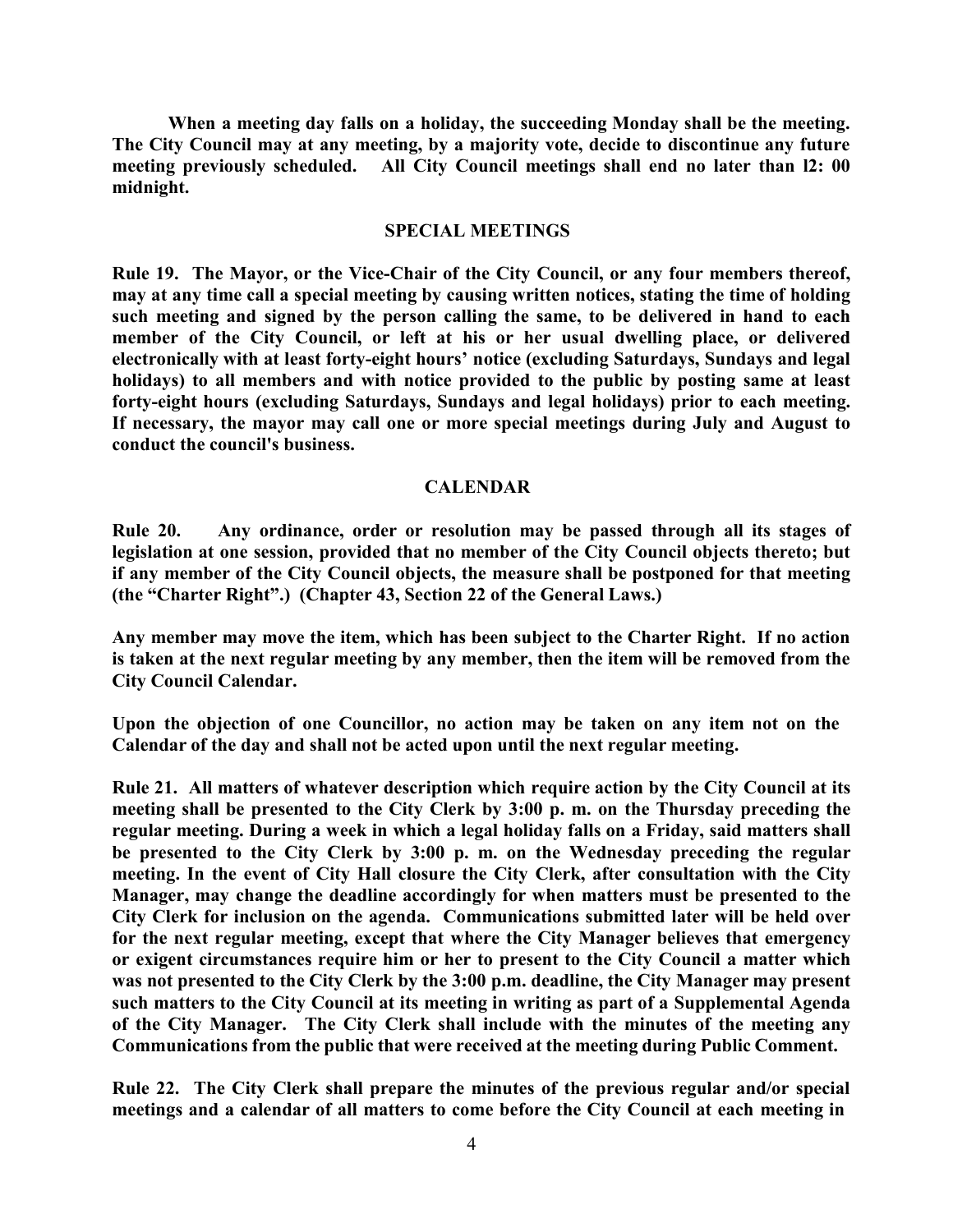**When a meeting day falls on a holiday, the succeeding Monday shall be the meeting. The City Council may at any meeting, by a majority vote, decide to discontinue any future meeting previously scheduled. All City Council meetings shall end no later than l2: 00 midnight.**

## SPECIAL MEETINGS

**Rule 19. The Mayor, or the Vice-Chair of the City Council, or any four members thereof, may at any time call a special meeting by causing written notices, stating the time of holding such meeting and signed by the person calling the same, to be delivered in hand to each member of the City Council, or left at his or her usual dwelling place, or delivered electronically with at least forty-eight hours' notice (excluding Saturdays, Sundays and legal holidays) to all members and with notice provided to the public by posting same at least forty-eight hours (excluding Saturdays, Sundays and legal holidays) prior to each meeting. If necessary, the mayor may call one or more special meetings during July and August to conduct the council's business.**

## CALENDAR

**Rule 20. Any ordinance, order or resolution may be passed through all its stages of legislation at one session, provided that no member of the City Council objects thereto; but if any member of the City Council objects, the measure shall be postponed for that meeting (the "Charter Right".) (Chapter 43, Section 22 of the General Laws.)**

**Any member may move the item, which has been subject to the Charter Right. If no action is taken at the next regular meeting by any member, then the item will be removed from the City Council Calendar.**

**Upon the objection of one Councillor, no action may be taken on any item not on the Calendar of the day and shall not be acted upon until the next regular meeting.**

**Rule 21. All matters of whatever description which require action by the City Council at its meeting shall be presented to the City Clerk by 3:00 p. m. on the Thursday preceding the regular meeting. During a week in which a legal holiday falls on a Friday, said matters shall be presented to the City Clerk by 3:00 p. m. on the Wednesday preceding the regular meeting. In the event of City Hall closure the City Clerk, after consultation with the City Manager, may change the deadline accordingly for when matters must be presented to the City Clerk for inclusion on the agenda. Communications submitted later will be held over for the next regular meeting, except that where the City Manager believes that emergency or exigent circumstances require him or her to present to the City Council a matter which was not presented to the City Clerk by the 3:00 p.m. deadline, the City Manager may present such matters to the City Council at its meeting in writing as part of a Supplemental Agenda of the City Manager. The City Clerk shall include with the minutes of the meeting any Communications from the public that were received at the meeting during Public Comment.**

**Rule 22. The City Clerk shall prepare the minutes of the previous regular and/or special meetings and a calendar of all matters to come before the City Council at each meeting in**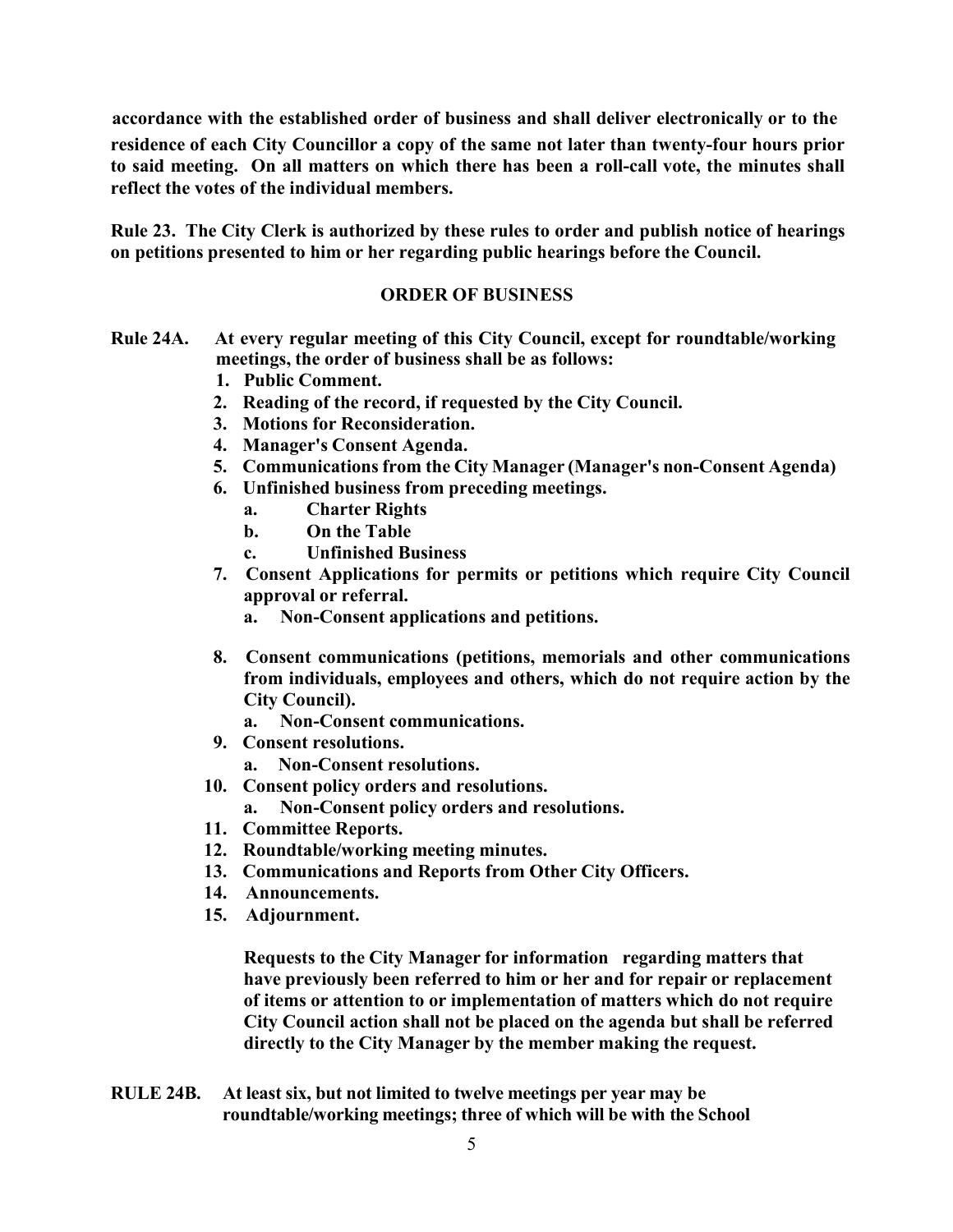**accordance with the established order of business and shall deliver electronically or to the residence of each City Councillor a copy of the same not later than twenty-four hours prior to said meeting. On all matters on which there has been a roll-call vote, the minutes shall reflect the votes of the individual members.**

**Rule 23. The City Clerk is authorized by these rules to order and publish notice of hearings on petitions presented to him or her regarding public hearings before the Council.**

## ORDER OF BUSINESS

**Rule 24A. At every regular meeting of this City Council, except for roundtable/working meetings, the order of business shall be as follows:**

1. **Public Comment.**
2. **Reading of the record, if requested by the City Council.**
3. **Motions for Reconsideration.**
4. **Manager's Consent Agenda.**
5. **Communications from the City Manager (Manager's non-Consent Agenda)**
6. **Unfinished business from preceding meetings.**
   - a. **Charter Rights**
   - b. **On the Table**
   - c. **Unfinished Business**
7. **Consent Applications for permits or petitions which require City Council approval or referral.**
   - a. **Non-Consent applications and petitions.**
8. **Consent communications (petitions, memorials and other communications from individuals, employees and others, which do not require action by the City Council).**
   - a. **Non-Consent communications.**
9. **Consent resolutions.**
   - a. **Non-Consent resolutions.**
10. **Consent policy orders and resolutions.**
    - a. **Non-Consent policy orders and resolutions.**
11. **Committee Reports.**
12. **Roundtable/working meeting minutes.**
13. **Communications and Reports from Other City Officers.**
14. **Announcements.**
15. **Adjournment.**

**Requests to the City Manager for information regarding matters that have previously been referred to him or her and for repair or replacement of items or attention to or implementation of matters which do not require City Council action shall not be placed on the agenda but shall be referred directly to the City Manager by the member making the request.**

**RULE 24B. At least six, but not limited to twelve meetings per year may be roundtable/working meetings; three of which will be with the School**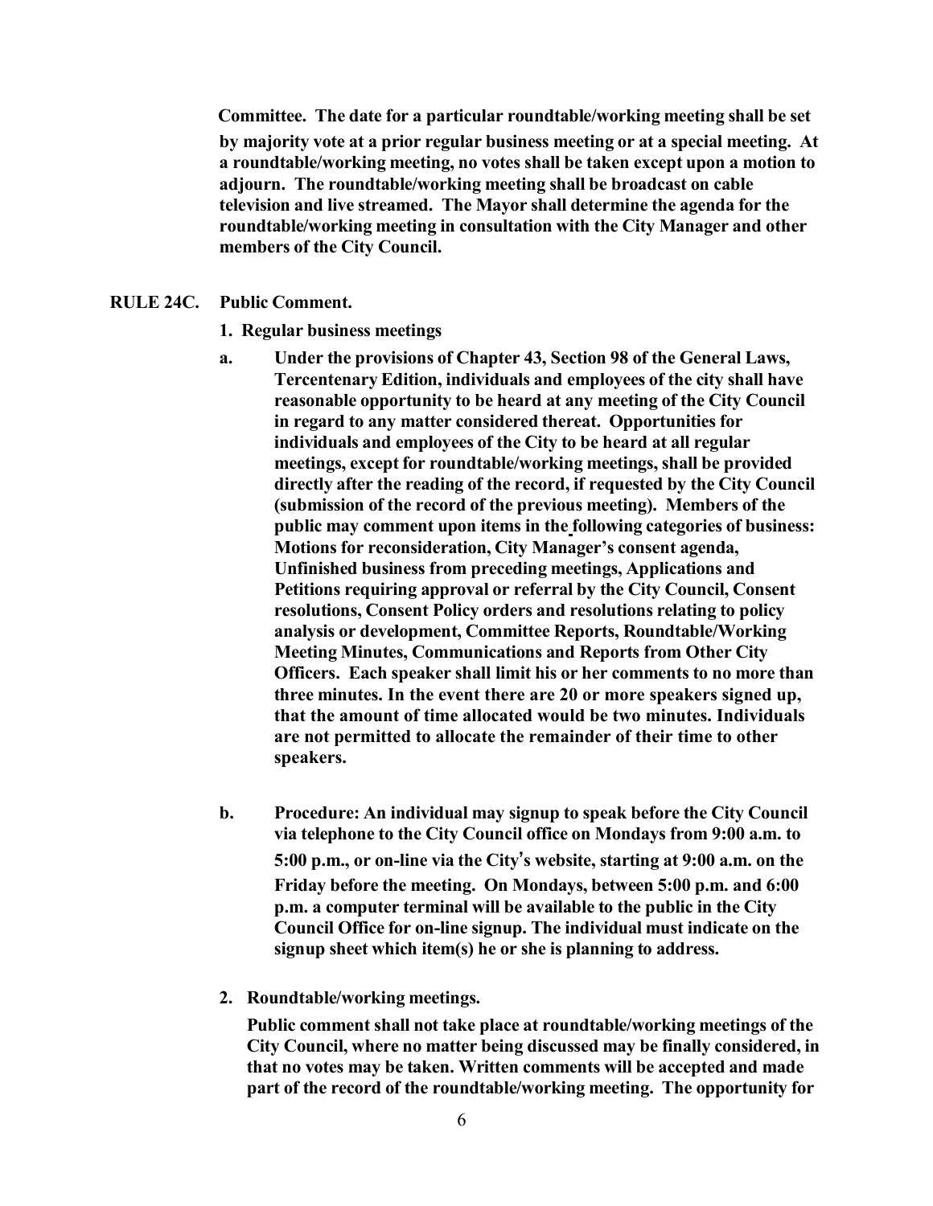**Committee. The date for a particular roundtable/working meeting shall be set by majority vote at a prior regular business meeting or at a special meeting. At a roundtable/working meeting, no votes shall be taken except upon a motion to adjourn. The roundtable/working meeting shall be broadcast on cable television and live streamed. The Mayor shall determine the agenda for the roundtable/working meeting in consultation with the City Manager and other members of the City Council.**

**RULE 24C. Public Comment.**

**1. Regular business meetings**

**a. Under the provisions of Chapter 43, Section 98 of the General Laws, Tercentenary Edition, individuals and employees of the city shall have reasonable opportunity to be heard at any meeting of the City Council in regard to any matter considered thereat. Opportunities for individuals and employees of the City to be heard at all regular meetings, except for roundtable/working meetings, shall be provided directly after the reading of the record, if requested by the City Council (submission of the record of the previous meeting). Members of the public may comment upon items in the following categories of business: Motions for reconsideration, City Manager's consent agenda, Unfinished business from preceding meetings, Applications and Petitions requiring approval or referral by the City Council, Consent resolutions, Consent Policy orders and resolutions relating to policy analysis or development, Committee Reports, Roundtable/Working Meeting Minutes, Communications and Reports from Other City Officers. Each speaker shall limit his or her comments to no more than three minutes. In the event there are 20 or more speakers signed up, that the amount of time allocated would be two minutes. Individuals are not permitted to allocate the remainder of their time to other speakers.**

**b. Procedure: An individual may signup to speak before the City Council via telephone to the City Council office on Mondays from 9:00 a.m. to 5:00 p.m., or on-line via the City's website, starting at 9:00 a.m. on the Friday before the meeting. On Mondays, between 5:00 p.m. and 6:00 p.m. a computer terminal will be available to the public in the City Council Office for on-line signup. The individual must indicate on the signup sheet which item(s) he or she is planning to address.**

**2. Roundtable/working meetings.**

**Public comment shall not take place at roundtable/working meetings of the City Council, where no matter being discussed may be finally considered, in that no votes may be taken. Written comments will be accepted and made part of the record of the roundtable/working meeting. The opportunity for**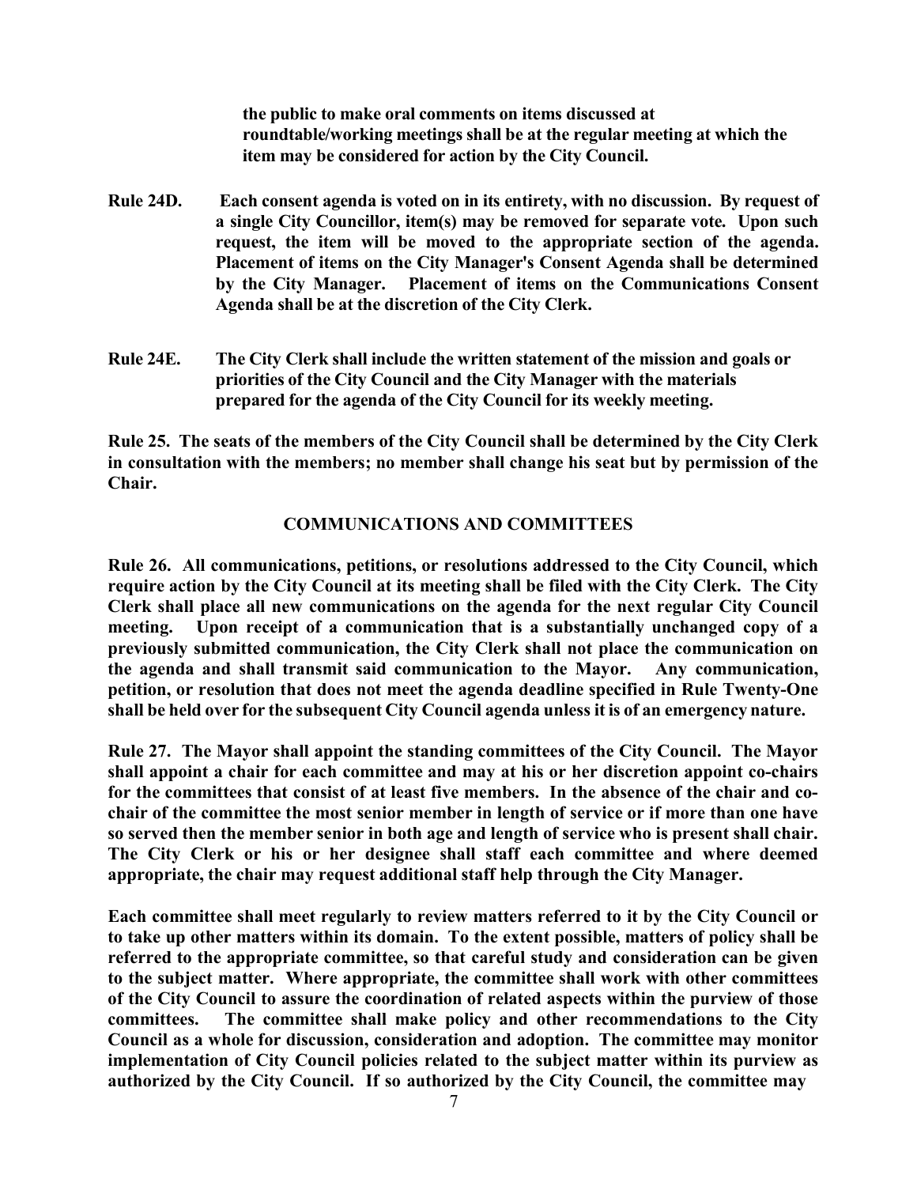**the public to make oral comments on items discussed at roundtable/working meetings shall be at the regular meeting at which the item may be considered for action by the City Council.**

**Rule 24D. Each consent agenda is voted on in its entirety, with no discussion. By request of a single City Councillor, item(s) may be removed for separate vote. Upon such request, the item will be moved to the appropriate section of the agenda. Placement of items on the City Manager's Consent Agenda shall be determined by the City Manager. Placement of items on the Communications Consent Agenda shall be at the discretion of the City Clerk.**

**Rule 24E. The City Clerk shall include the written statement of the mission and goals or priorities of the City Council and the City Manager with the materials prepared for the agenda of the City Council for its weekly meeting.**

**Rule 25. The seats of the members of the City Council shall be determined by the City Clerk in consultation with the members; no member shall change his seat but by permission of the Chair.**

## COMMUNICATIONS AND COMMITTEES

**Rule 26. All communications, petitions, or resolutions addressed to the City Council, which require action by the City Council at its meeting shall be filed with the City Clerk. The City Clerk shall place all new communications on the agenda for the next regular City Council meeting. Upon receipt of a communication that is a substantially unchanged copy of a previously submitted communication, the City Clerk shall not place the communication on the agenda and shall transmit said communication to the Mayor. Any communication, petition, or resolution that does not meet the agenda deadline specified in Rule Twenty-One shall be held over for the subsequent City Council agenda unless it is of an emergency nature.**

**Rule 27. The Mayor shall appoint the standing committees of the City Council. The Mayor shall appoint a chair for each committee and may at his or her discretion appoint co-chairs for the committees that consist of at least five members. In the absence of the chair and co-chair of the committee the most senior member in length of service or if more than one have so served then the member senior in both age and length of service who is present shall chair. The City Clerk or his or her designee shall staff each committee and where deemed appropriate, the chair may request additional staff help through the City Manager.**

**Each committee shall meet regularly to review matters referred to it by the City Council or to take up other matters within its domain. To the extent possible, matters of policy shall be referred to the appropriate committee, so that careful study and consideration can be given to the subject matter. Where appropriate, the committee shall work with other committees of the City Council to assure the coordination of related aspects within the purview of those committees. The committee shall make policy and other recommendations to the City Council as a whole for discussion, consideration and adoption. The committee may monitor implementation of City Council policies related to the subject matter within its purview as authorized by the City Council. If so authorized by the City Council, the committee may**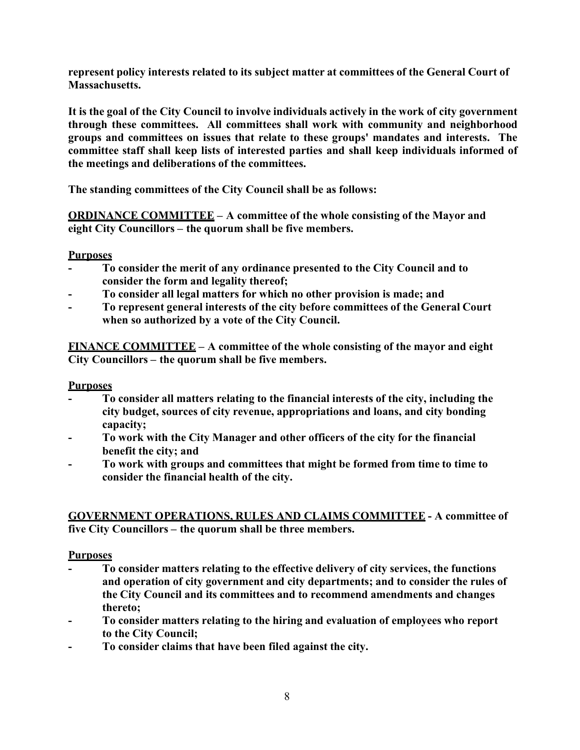**represent policy interests related to its subject matter at committees of the General Court of Massachusetts.**

**It is the goal of the City Council to involve individuals actively in the work of city government through these committees. All committees shall work with community and neighborhood groups and committees on issues that relate to these groups' mandates and interests. The committee staff shall keep lists of interested parties and shall keep individuals informed of the meetings and deliberations of the committees.**

**The standing committees of the City Council shall be as follows:**

**ORDINANCE COMMITTEE – A committee of the whole consisting of the Mayor and eight City Councillors – the quorum shall be five members.**

**Purposes**

- **To consider the merit of any ordinance presented to the City Council and to consider the form and legality thereof;**
- **To consider all legal matters for which no other provision is made; and**
- **To represent general interests of the city before committees of the General Court when so authorized by a vote of the City Council.**

**FINANCE COMMITTEE – A committee of the whole consisting of the mayor and eight City Councillors – the quorum shall be five members.**

**Purposes**

- **To consider all matters relating to the financial interests of the city, including the city budget, sources of city revenue, appropriations and loans, and city bonding capacity;**
- **To work with the City Manager and other officers of the city for the financial benefit the city; and**
- **To work with groups and committees that might be formed from time to time to consider the financial health of the city.**

**GOVERNMENT OPERATIONS, RULES AND CLAIMS COMMITTEE - A committee of five City Councillors – the quorum shall be three members.**

**Purposes**

- **To consider matters relating to the effective delivery of city services, the functions and operation of city government and city departments; and to consider the rules of the City Council and its committees and to recommend amendments and changes thereto;**
- **To consider matters relating to the hiring and evaluation of employees who report to the City Council;**
- **To consider claims that have been filed against the city.**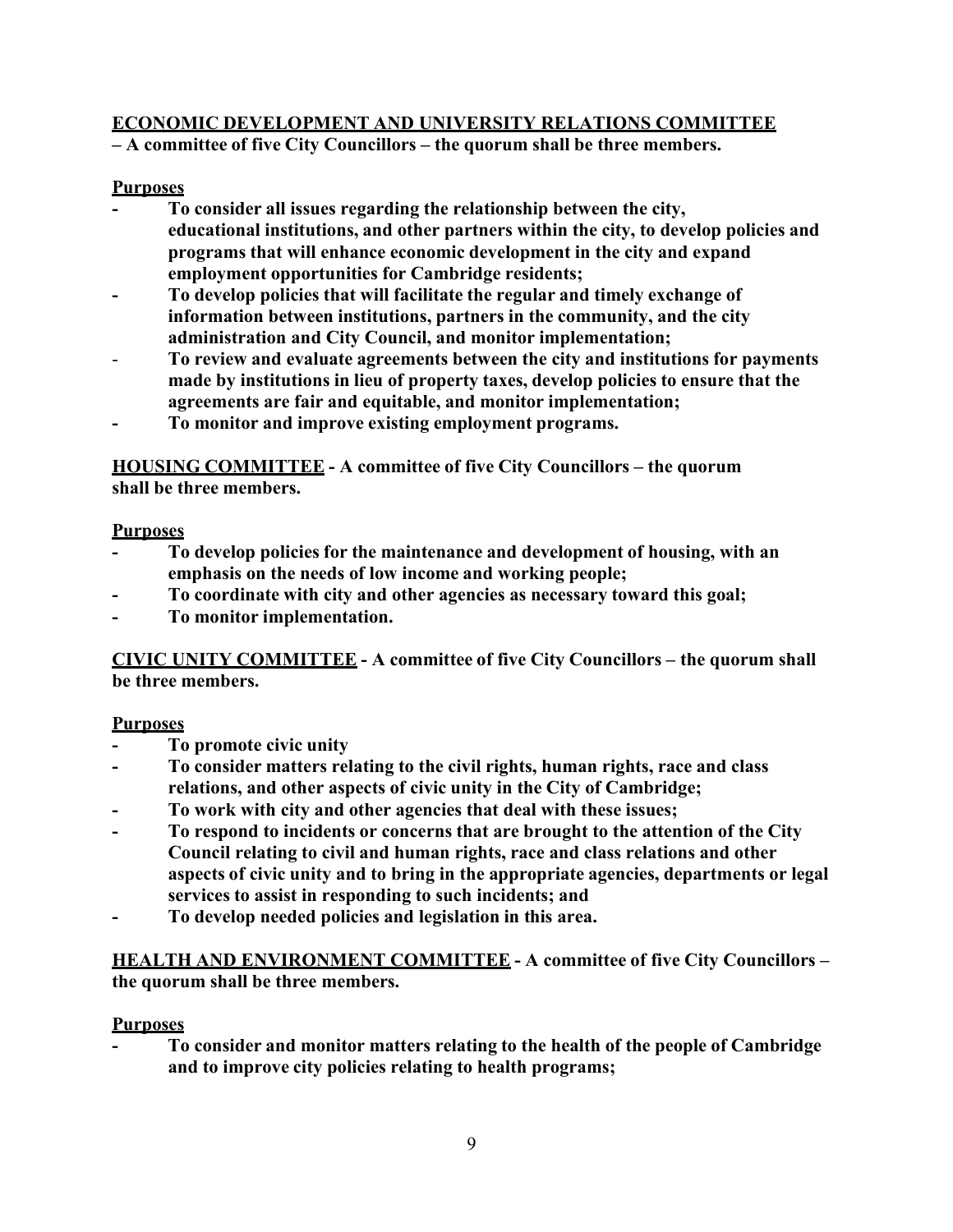**ECONOMIC DEVELOPMENT AND UNIVERSITY RELATIONS COMMITTEE**
**– A committee of five City Councillors – the quorum shall be three members.**

**Purposes**

- **To consider all issues regarding the relationship between the city, educational institutions, and other partners within the city, to develop policies and programs that will enhance economic development in the city and expand employment opportunities for Cambridge residents;**
- **To develop policies that will facilitate the regular and timely exchange of information between institutions, partners in the community, and the city administration and City Council, and monitor implementation;**
- **To review and evaluate agreements between the city and institutions for payments made by institutions in lieu of property taxes, develop policies to ensure that the agreements are fair and equitable, and monitor implementation;**
- **To monitor and improve existing employment programs.**

**HOUSING COMMITTEE - A committee of five City Councillors – the quorum shall be three members.**

**Purposes**

- **To develop policies for the maintenance and development of housing, with an emphasis on the needs of low income and working people;**
- **To coordinate with city and other agencies as necessary toward this goal;**
- **To monitor implementation.**

**CIVIC UNITY COMMITTEE - A committee of five City Councillors – the quorum shall be three members.**

**Purposes**

- **To promote civic unity**
- **To consider matters relating to the civil rights, human rights, race and class relations, and other aspects of civic unity in the City of Cambridge;**
- **To work with city and other agencies that deal with these issues;**
- **To respond to incidents or concerns that are brought to the attention of the City Council relating to civil and human rights, race and class relations and other aspects of civic unity and to bring in the appropriate agencies, departments or legal services to assist in responding to such incidents; and**
- **To develop needed policies and legislation in this area.**

**HEALTH AND ENVIRONMENT COMMITTEE - A committee of five City Councillors – the quorum shall be three members.**

**Purposes**

- **To consider and monitor matters relating to the health of the people of Cambridge and to improve city policies relating to health programs;**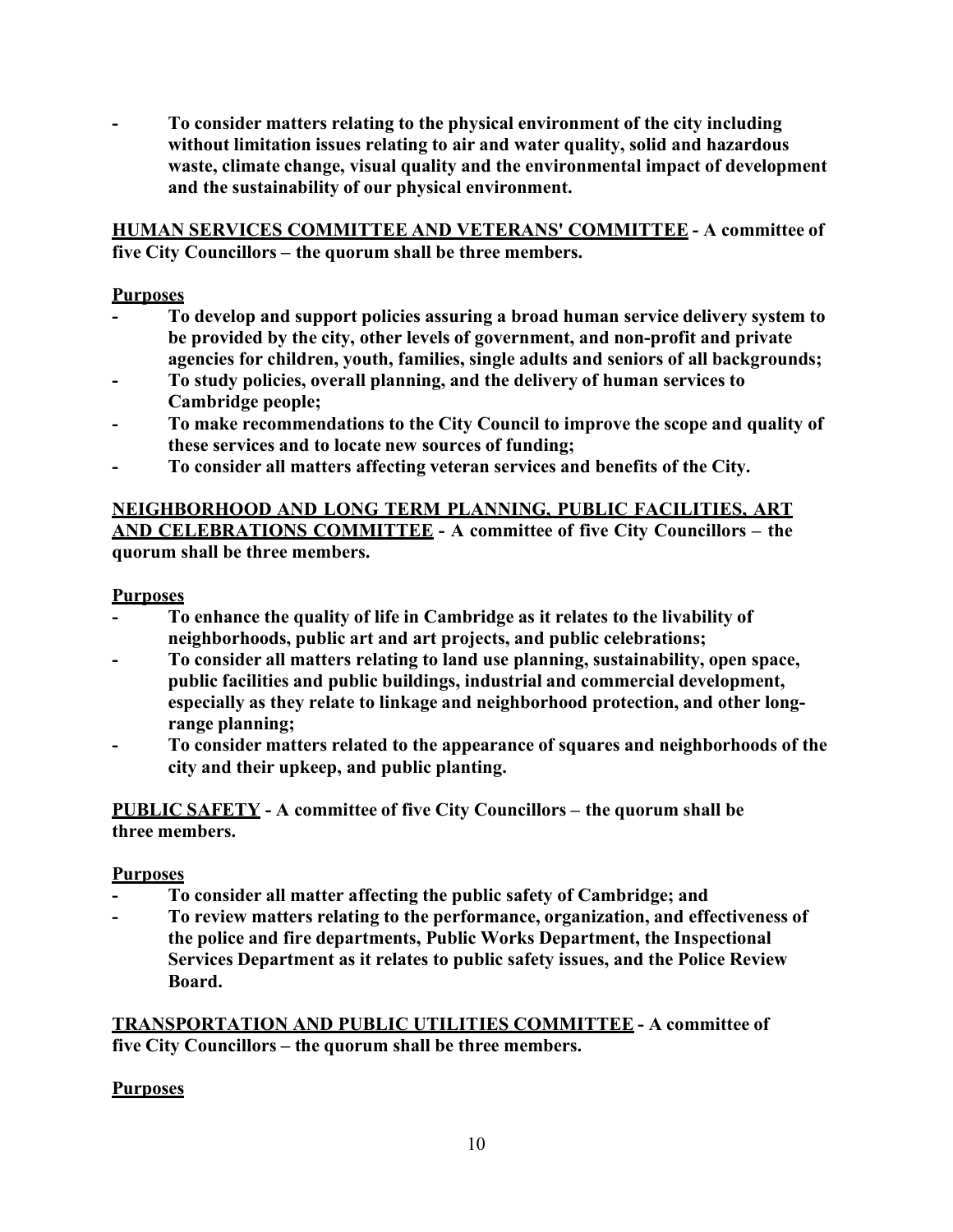- **To consider matters relating to the physical environment of the city including without limitation issues relating to air and water quality, solid and hazardous waste, climate change, visual quality and the environmental impact of development and the sustainability of our physical environment.**

**<u>HUMAN SERVICES COMMITTEE AND VETERANS' COMMITTEE</u> - A committee of five City Councillors – the quorum shall be three members.**

**<u>Purposes</u>**

- **To develop and support policies assuring a broad human service delivery system to be provided by the city, other levels of government, and non-profit and private agencies for children, youth, families, single adults and seniors of all backgrounds;**
- **To study policies, overall planning, and the delivery of human services to Cambridge people;**
- **To make recommendations to the City Council to improve the scope and quality of these services and to locate new sources of funding;**
- **To consider all matters affecting veteran services and benefits of the City.**

**<u>NEIGHBORHOOD AND LONG TERM PLANNING, PUBLIC FACILITIES, ART AND CELEBRATIONS COMMITTEE</u> - A committee of five City Councillors – the quorum shall be three members.**

**<u>Purposes</u>**

- **To enhance the quality of life in Cambridge as it relates to the livability of neighborhoods, public art and art projects, and public celebrations;**
- **To consider all matters relating to land use planning, sustainability, open space, public facilities and public buildings, industrial and commercial development, especially as they relate to linkage and neighborhood protection, and other long-range planning;**
- **To consider matters related to the appearance of squares and neighborhoods of the city and their upkeep, and public planting.**

**<u>PUBLIC SAFETY</u> - A committee of five City Councillors – the quorum shall be three members.**

**<u>Purposes</u>**

- **To consider all matter affecting the public safety of Cambridge; and**
- **To review matters relating to the performance, organization, and effectiveness of the police and fire departments, Public Works Department, the Inspectional Services Department as it relates to public safety issues, and the Police Review Board.**

**<u>TRANSPORTATION AND PUBLIC UTILITIES COMMITTEE</u> - A committee of five City Councillors – the quorum shall be three members.**

**<u>Purposes</u>**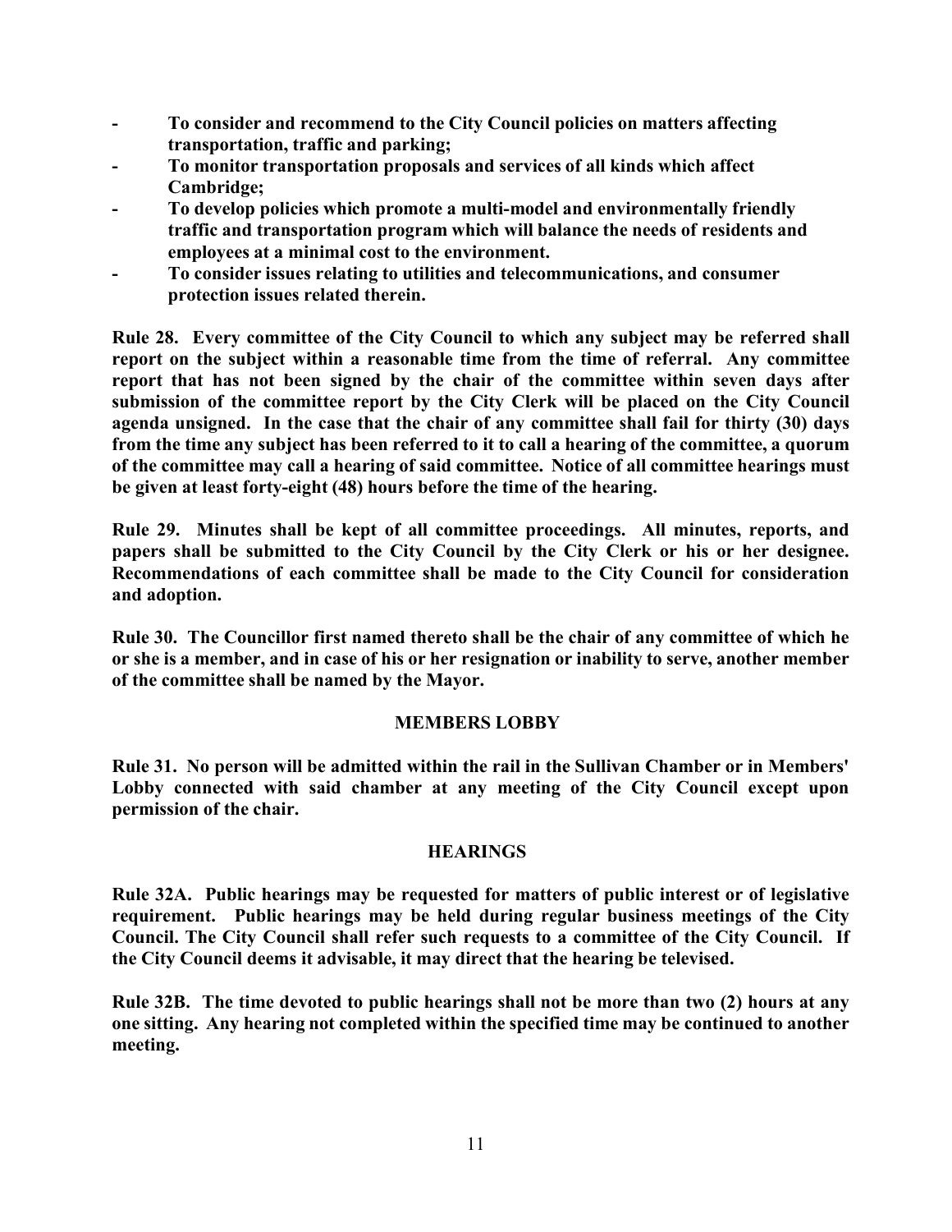- **To consider and recommend to the City Council policies on matters affecting transportation, traffic and parking;**
- **To monitor transportation proposals and services of all kinds which affect Cambridge;**
- **To develop policies which promote a multi-model and environmentally friendly traffic and transportation program which will balance the needs of residents and employees at a minimal cost to the environment.**
- **To consider issues relating to utilities and telecommunications, and consumer protection issues related therein.**

**Rule 28. Every committee of the City Council to which any subject may be referred shall report on the subject within a reasonable time from the time of referral. Any committee report that has not been signed by the chair of the committee within seven days after submission of the committee report by the City Clerk will be placed on the City Council agenda unsigned. In the case that the chair of any committee shall fail for thirty (30) days from the time any subject has been referred to it to call a hearing of the committee, a quorum of the committee may call a hearing of said committee. Notice of all committee hearings must be given at least forty-eight (48) hours before the time of the hearing.**

**Rule 29. Minutes shall be kept of all committee proceedings. All minutes, reports, and papers shall be submitted to the City Council by the City Clerk or his or her designee. Recommendations of each committee shall be made to the City Council for consideration and adoption.**

**Rule 30. The Councillor first named thereto shall be the chair of any committee of which he or she is a member, and in case of his or her resignation or inability to serve, another member of the committee shall be named by the Mayor.**

## MEMBERS LOBBY

**Rule 31. No person will be admitted within the rail in the Sullivan Chamber or in Members' Lobby connected with said chamber at any meeting of the City Council except upon permission of the chair.**

## HEARINGS

**Rule 32A. Public hearings may be requested for matters of public interest or of legislative requirement. Public hearings may be held during regular business meetings of the City Council. The City Council shall refer such requests to a committee of the City Council. If the City Council deems it advisable, it may direct that the hearing be televised.**

**Rule 32B. The time devoted to public hearings shall not be more than two (2) hours at any one sitting. Any hearing not completed within the specified time may be continued to another meeting.**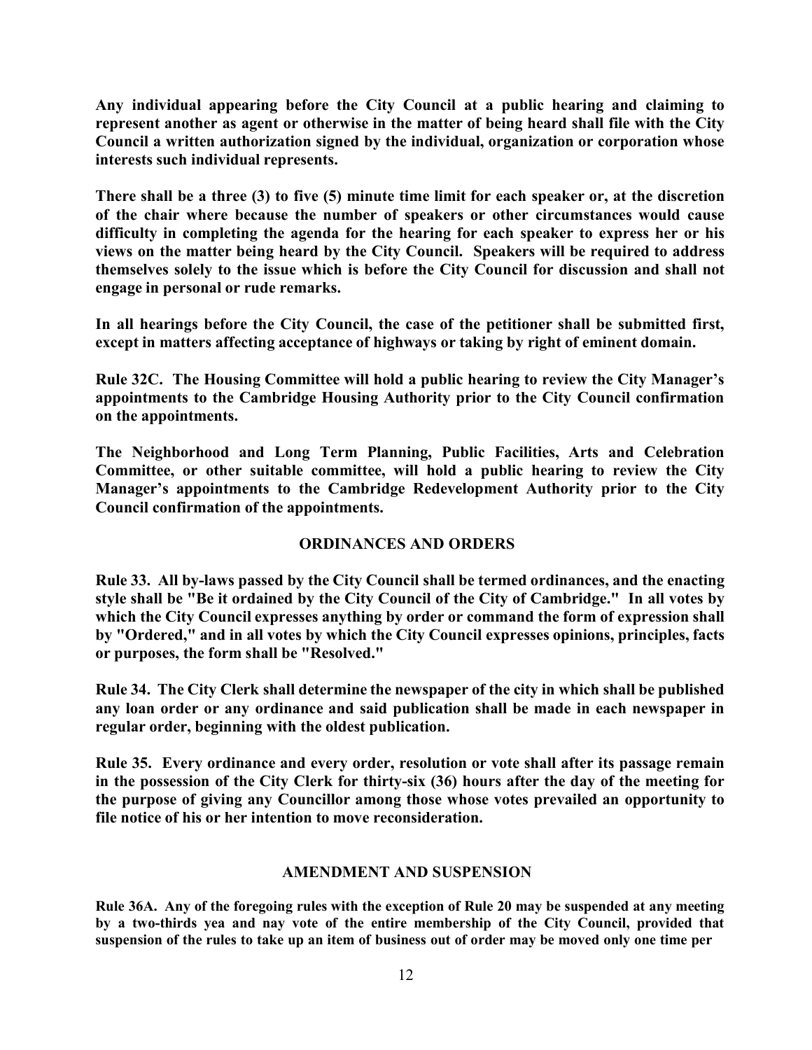**Any individual appearing before the City Council at a public hearing and claiming to represent another as agent or otherwise in the matter of being heard shall file with the City Council a written authorization signed by the individual, organization or corporation whose interests such individual represents.**

**There shall be a three (3) to five (5) minute time limit for each speaker or, at the discretion of the chair where because the number of speakers or other circumstances would cause difficulty in completing the agenda for the hearing for each speaker to express her or his views on the matter being heard by the City Council. Speakers will be required to address themselves solely to the issue which is before the City Council for discussion and shall not engage in personal or rude remarks.**

**In all hearings before the City Council, the case of the petitioner shall be submitted first, except in matters affecting acceptance of highways or taking by right of eminent domain.**

**Rule 32C. The Housing Committee will hold a public hearing to review the City Manager's appointments to the Cambridge Housing Authority prior to the City Council confirmation on the appointments.**

**The Neighborhood and Long Term Planning, Public Facilities, Arts and Celebration Committee, or other suitable committee, will hold a public hearing to review the City Manager's appointments to the Cambridge Redevelopment Authority prior to the City Council confirmation of the appointments.**

## ORDINANCES AND ORDERS

**Rule 33. All by-laws passed by the City Council shall be termed ordinances, and the enacting style shall be "Be it ordained by the City Council of the City of Cambridge." In all votes by which the City Council expresses anything by order or command the form of expression shall by "Ordered," and in all votes by which the City Council expresses opinions, principles, facts or purposes, the form shall be "Resolved."**

**Rule 34. The City Clerk shall determine the newspaper of the city in which shall be published any loan order or any ordinance and said publication shall be made in each newspaper in regular order, beginning with the oldest publication.**

**Rule 35. Every ordinance and every order, resolution or vote shall after its passage remain in the possession of the City Clerk for thirty-six (36) hours after the day of the meeting for the purpose of giving any Councillor among those whose votes prevailed an opportunity to file notice of his or her intention to move reconsideration.**

## AMENDMENT AND SUSPENSION

**Rule 36A. Any of the foregoing rules with the exception of Rule 20 may be suspended at any meeting by a two-thirds yea and nay vote of the entire membership of the City Council, provided that suspension of the rules to take up an item of business out of order may be moved only one time per**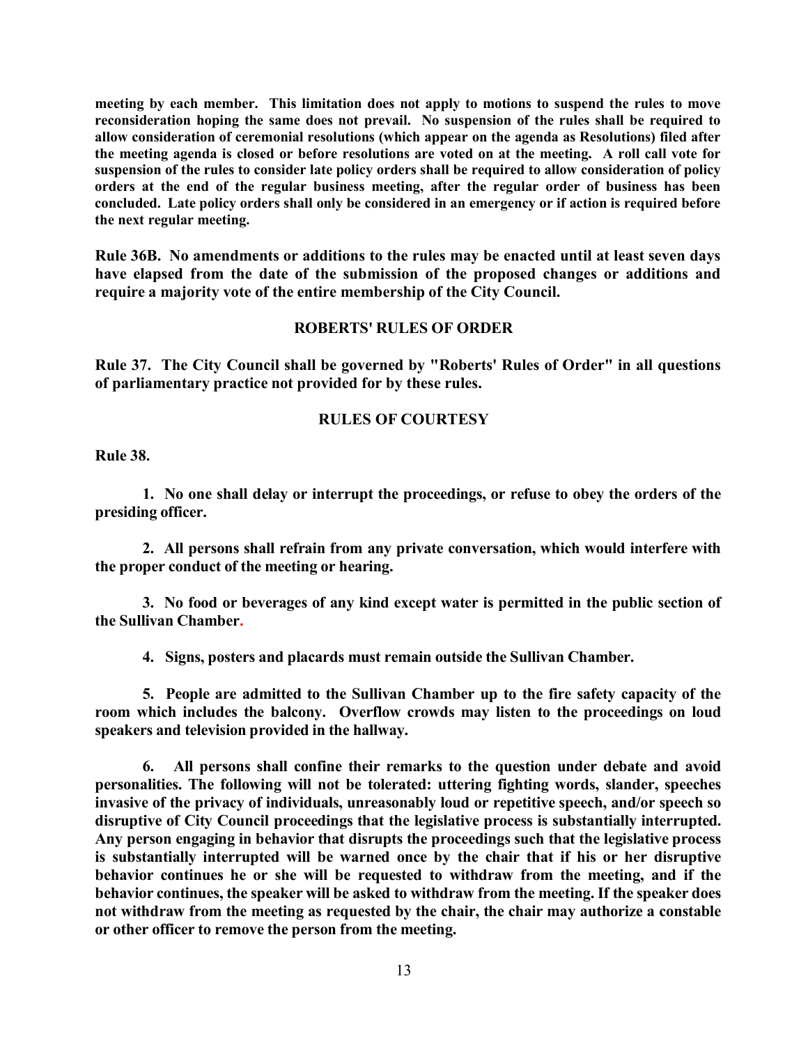**meeting by each member. This limitation does not apply to motions to suspend the rules to move reconsideration hoping the same does not prevail. No suspension of the rules shall be required to allow consideration of ceremonial resolutions (which appear on the agenda as Resolutions) filed after the meeting agenda is closed or before resolutions are voted on at the meeting. A roll call vote for suspension of the rules to consider late policy orders shall be required to allow consideration of policy orders at the end of the regular business meeting, after the regular order of business has been concluded. Late policy orders shall only be considered in an emergency or if action is required before the next regular meeting.**

**Rule 36B. No amendments or additions to the rules may be enacted until at least seven days have elapsed from the date of the submission of the proposed changes or additions and require a majority vote of the entire membership of the City Council.**

## ROBERTS' RULES OF ORDER

**Rule 37. The City Council shall be governed by "Roberts' Rules of Order" in all questions of parliamentary practice not provided for by these rules.**

## RULES OF COURTESY

**Rule 38.**

**1. No one shall delay or interrupt the proceedings, or refuse to obey the orders of the presiding officer.**

**2. All persons shall refrain from any private conversation, which would interfere with the proper conduct of the meeting or hearing.**

**3. No food or beverages of any kind except water is permitted in the public section of the Sullivan Chamber.**

**4. Signs, posters and placards must remain outside the Sullivan Chamber.**

**5. People are admitted to the Sullivan Chamber up to the fire safety capacity of the room which includes the balcony. Overflow crowds may listen to the proceedings on loud speakers and television provided in the hallway.**

**6. All persons shall confine their remarks to the question under debate and avoid personalities. The following will not be tolerated: uttering fighting words, slander, speeches invasive of the privacy of individuals, unreasonably loud or repetitive speech, and/or speech so disruptive of City Council proceedings that the legislative process is substantially interrupted. Any person engaging in behavior that disrupts the proceedings such that the legislative process is substantially interrupted will be warned once by the chair that if his or her disruptive behavior continues he or she will be requested to withdraw from the meeting, and if the behavior continues, the speaker will be asked to withdraw from the meeting. If the speaker does not withdraw from the meeting as requested by the chair, the chair may authorize a constable or other officer to remove the person from the meeting.**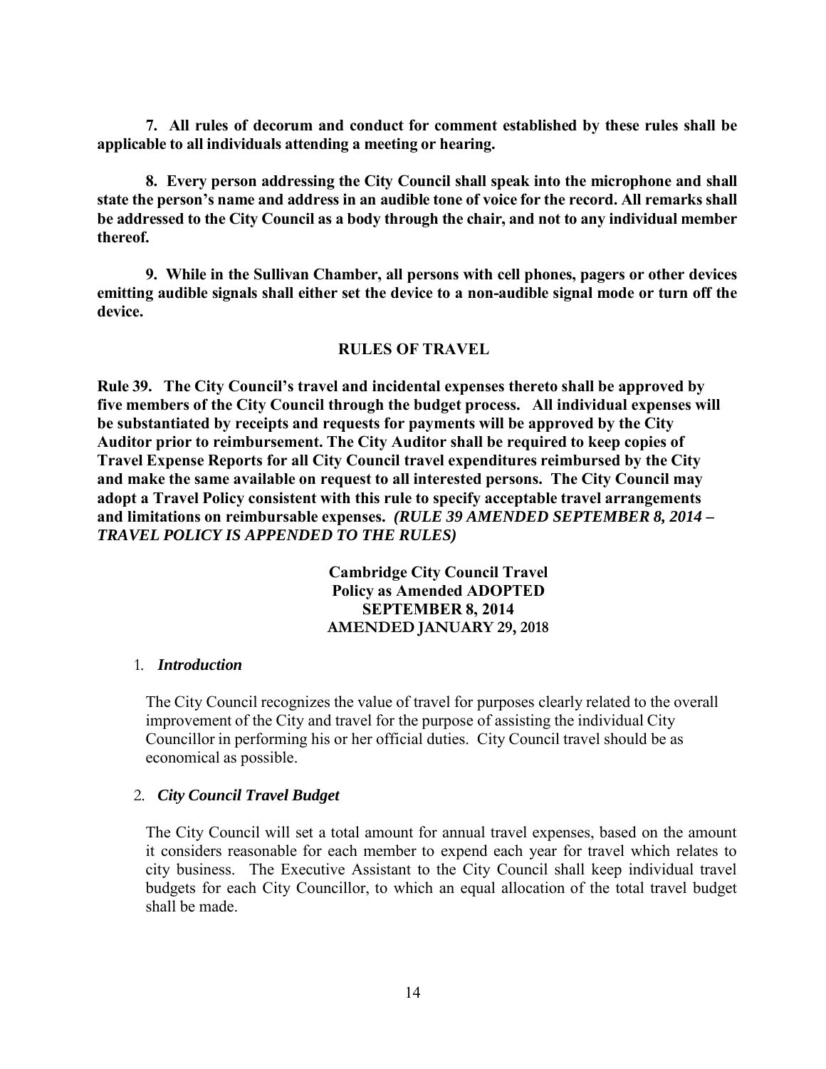**7. All rules of decorum and conduct for comment established by these rules shall be applicable to all individuals attending a meeting or hearing.**

**8. Every person addressing the City Council shall speak into the microphone and shall state the person's name and address in an audible tone of voice for the record. All remarks shall be addressed to the City Council as a body through the chair, and not to any individual member thereof.**

**9. While in the Sullivan Chamber, all persons with cell phones, pagers or other devices emitting audible signals shall either set the device to a non-audible signal mode or turn off the device.**

## RULES OF TRAVEL

**Rule 39. The City Council's travel and incidental expenses thereto shall be approved by five members of the City Council through the budget process. All individual expenses will be substantiated by receipts and requests for payments will be approved by the City Auditor prior to reimbursement. The City Auditor shall be required to keep copies of Travel Expense Reports for all City Council travel expenditures reimbursed by the City and make the same available on request to all interested persons. The City Council may adopt a Travel Policy consistent with this rule to specify acceptable travel arrangements and limitations on reimbursable expenses.** ***(RULE 39 AMENDED SEPTEMBER 8, 2014 – TRAVEL POLICY IS APPENDED TO THE RULES)***

### Cambridge City Council Travel Policy as Amended ADOPTED SEPTEMBER 8, 2014 AMENDED JANUARY 29, 2018

1. ***Introduction***

   The City Council recognizes the value of travel for purposes clearly related to the overall improvement of the City and travel for the purpose of assisting the individual City Councillor in performing his or her official duties. City Council travel should be as economical as possible.

2. ***City Council Travel Budget***

   The City Council will set a total amount for annual travel expenses, based on the amount it considers reasonable for each member to expend each year for travel which relates to city business. The Executive Assistant to the City Council shall keep individual travel budgets for each City Councillor, to which an equal allocation of the total travel budget shall be made.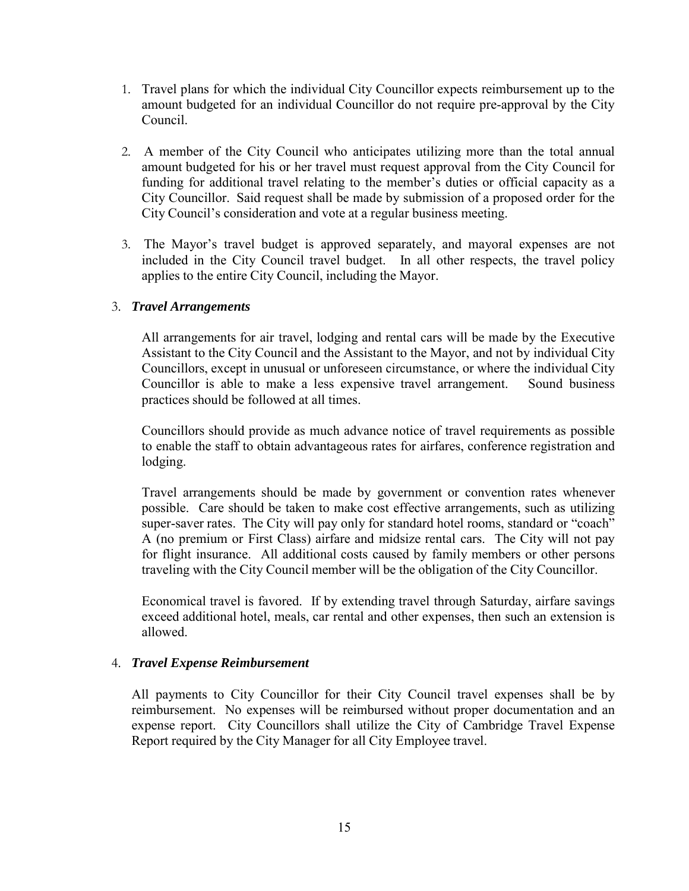1. Travel plans for which the individual City Councillor expects reimbursement up to the amount budgeted for an individual Councillor do not require pre-approval by the City Council.

2. A member of the City Council who anticipates utilizing more than the total annual amount budgeted for his or her travel must request approval from the City Council for funding for additional travel relating to the member's duties or official capacity as a City Councillor. Said request shall be made by submission of a proposed order for the City Council's consideration and vote at a regular business meeting.

3. The Mayor's travel budget is approved separately, and mayoral expenses are not included in the City Council travel budget. In all other respects, the travel policy applies to the entire City Council, including the Mayor.

3. ***Travel Arrangements***

All arrangements for air travel, lodging and rental cars will be made by the Executive Assistant to the City Council and the Assistant to the Mayor, and not by individual City Councillors, except in unusual or unforeseen circumstance, or where the individual City Councillor is able to make a less expensive travel arrangement. Sound business practices should be followed at all times.

Councillors should provide as much advance notice of travel requirements as possible to enable the staff to obtain advantageous rates for airfares, conference registration and lodging.

Travel arrangements should be made by government or convention rates whenever possible. Care should be taken to make cost effective arrangements, such as utilizing super-saver rates. The City will pay only for standard hotel rooms, standard or "coach" A (no premium or First Class) airfare and midsize rental cars. The City will not pay for flight insurance. All additional costs caused by family members or other persons traveling with the City Council member will be the obligation of the City Councillor.

Economical travel is favored. If by extending travel through Saturday, airfare savings exceed additional hotel, meals, car rental and other expenses, then such an extension is allowed.

4. ***Travel Expense Reimbursement***

All payments to City Councillor for their City Council travel expenses shall be by reimbursement. No expenses will be reimbursed without proper documentation and an expense report. City Councillors shall utilize the City of Cambridge Travel Expense Report required by the City Manager for all City Employee travel.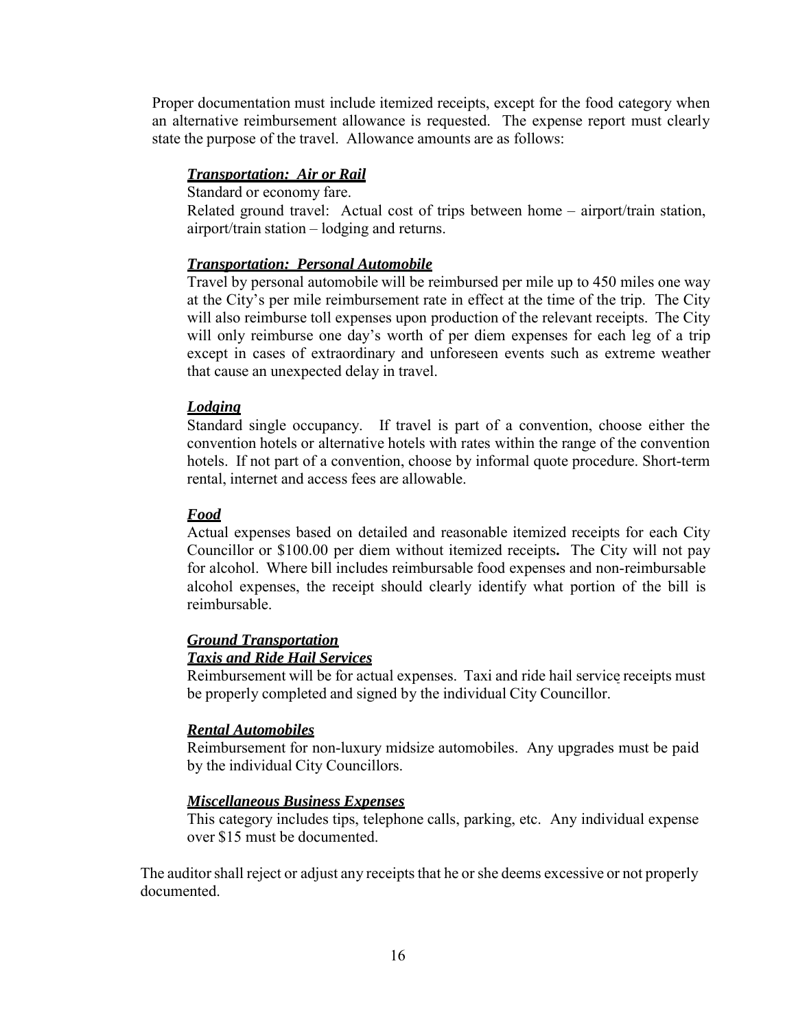Proper documentation must include itemized receipts, except for the food category when an alternative reimbursement allowance is requested. The expense report must clearly state the purpose of the travel. Allowance amounts are as follows:

***Transportation: Air or Rail***

Standard or economy fare.

Related ground travel: Actual cost of trips between home – airport/train station, airport/train station – lodging and returns.

***Transportation: Personal Automobile***

Travel by personal automobile will be reimbursed per mile up to 450 miles one way at the City's per mile reimbursement rate in effect at the time of the trip. The City will also reimburse toll expenses upon production of the relevant receipts. The City will only reimburse one day's worth of per diem expenses for each leg of a trip except in cases of extraordinary and unforeseen events such as extreme weather that cause an unexpected delay in travel.

***Lodging***

Standard single occupancy. If travel is part of a convention, choose either the convention hotels or alternative hotels with rates within the range of the convention hotels. If not part of a convention, choose by informal quote procedure. Short-term rental, internet and access fees are allowable.

***Food***

Actual expenses based on detailed and reasonable itemized receipts for each City Councillor or $100.00 per diem without itemized receipts**.** The City will not pay for alcohol. Where bill includes reimbursable food expenses and non-reimbursable alcohol expenses, the receipt should clearly identify what portion of the bill is reimbursable.

***Ground Transportation***

***Taxis and Ride Hail Services***

Reimbursement will be for actual expenses. Taxi and ride hail service receipts must be properly completed and signed by the individual City Councillor.

***Rental Automobiles***

Reimbursement for non-luxury midsize automobiles. Any upgrades must be paid by the individual City Councillors.

***Miscellaneous Business Expenses***

This category includes tips, telephone calls, parking, etc. Any individual expense over $15 must be documented.

The auditor shall reject or adjust any receipts that he or she deems excessive or not properly documented.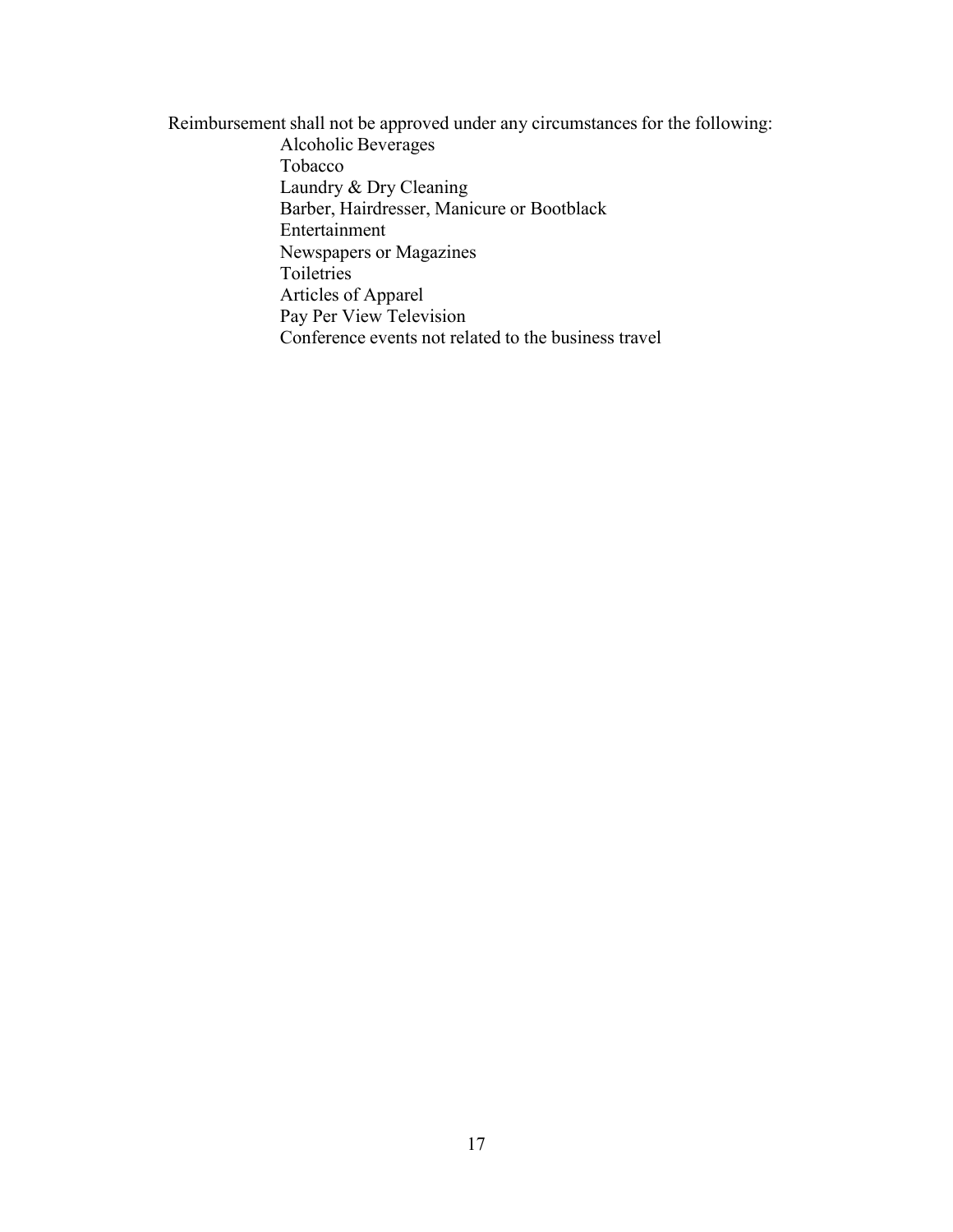Reimbursement shall not be approved under any circumstances for the following:

- Alcoholic Beverages
- Tobacco
- Laundry & Dry Cleaning
- Barber, Hairdresser, Manicure or Bootblack
- Entertainment
- Newspapers or Magazines
- Toiletries
- Articles of Apparel
- Pay Per View Television
- Conference events not related to the business travel